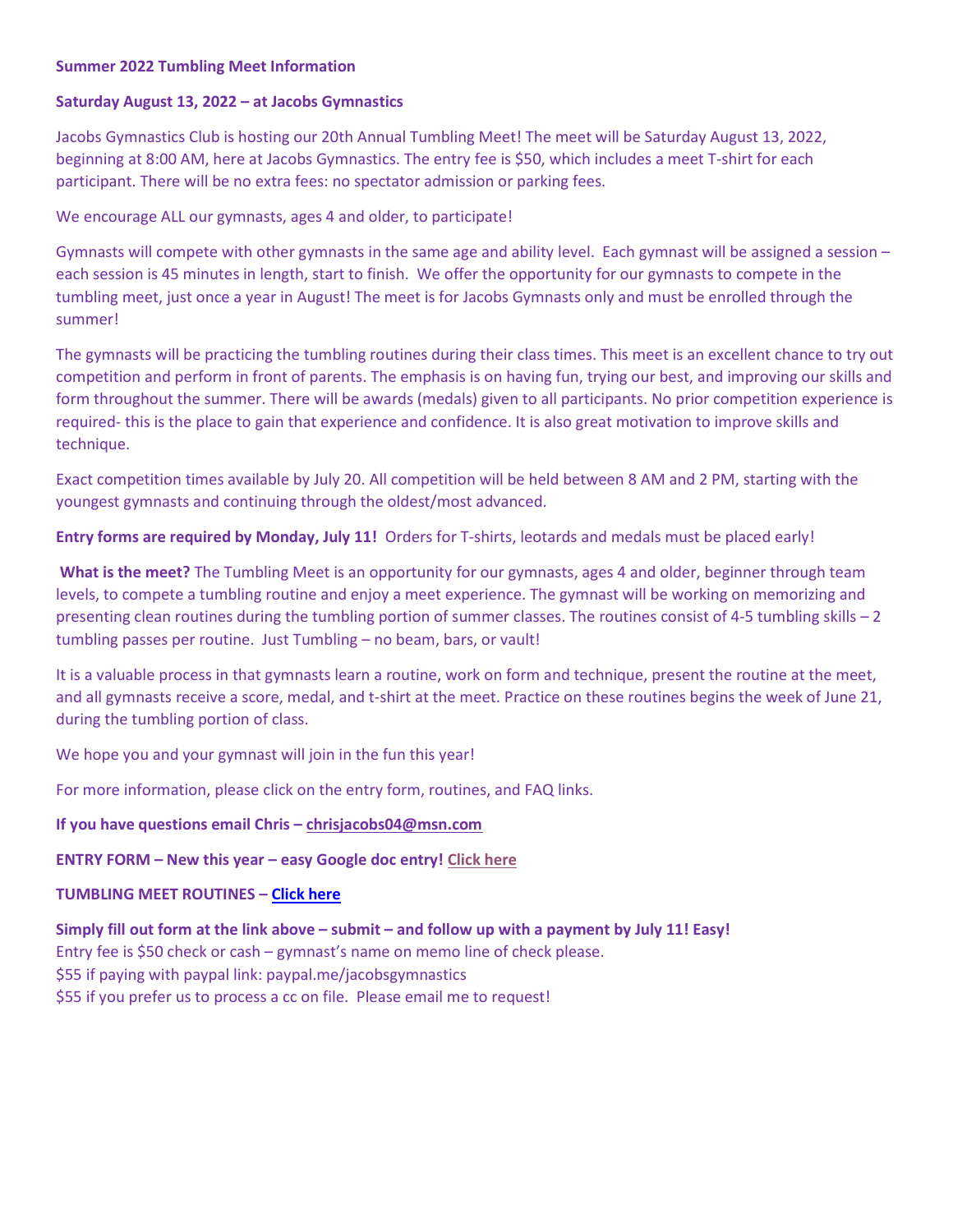**Summer 2022 Tumbling Meet Information**

**Saturday August 13, 2022 – at Jacobs Gymnastics**

Jacobs Gymnastics Club is hosting our 20th Annual Tumbling Meet! The meet will be Saturday August 13, 2022, beginning at 8:00 AM, here at Jacobs Gymnastics. The entry fee is $50, which includes a meet T-shirt for each participant. There will be no extra fees: no spectator admission or parking fees.

We encourage ALL our gymnasts, ages 4 and older, to participate!

Gymnasts will compete with other gymnasts in the same age and ability level. Each gymnast will be assigned a session – each session is 45 minutes in length, start to finish. We offer the opportunity for our gymnasts to compete in the tumbling meet, just once a year in August! The meet is for Jacobs Gymnasts only and must be enrolled through the summer!

The gymnasts will be practicing the tumbling routines during their class times. This meet is an excellent chance to try out competition and perform in front of parents. The emphasis is on having fun, trying our best, and improving our skills and form throughout the summer. There will be awards (medals) given to all participants. No prior competition experience is required- this is the place to gain that experience and confidence. It is also great motivation to improve skills and technique.

Exact competition times available by July 20. All competition will be held between 8 AM and 2 PM, starting with the youngest gymnasts and continuing through the oldest/most advanced.

**Entry forms are required by Monday, July 11!** Orders for T-shirts, leotards and medals must be placed early!

**What is the meet?** The Tumbling Meet is an opportunity for our gymnasts, ages 4 and older, beginner through team levels, to compete a tumbling routine and enjoy a meet experience. The gymnast will be working on memorizing and presenting clean routines during the tumbling portion of summer classes. The routines consist of 4-5 tumbling skills – 2 tumbling passes per routine. Just Tumbling – no beam, bars, or vault!

It is a valuable process in that gymnasts learn a routine, work on form and technique, present the routine at the meet, and all gymnasts receive a score, medal, and t-shirt at the meet. Practice on these routines begins the week of June 21, during the tumbling portion of class.

We hope you and your gymnast will join in the fun this year!

For more information, please click on the entry form, routines, and FAQ links.

**If you have questions email Chris – chrisjacobs04@msn.com**

**ENTRY FORM – New this year – easy Google doc entry! Click here**

**TUMBLING MEET ROUTINES – Click here**

**Simply fill out form at the link above – submit – and follow up with a payment by July 11! Easy!**
Entry fee is $50 check or cash – gymnast's name on memo line of check please.
$55 if paying with paypal link: paypal.me/jacobsgymnastics
$55 if you prefer us to process a cc on file. Please email me to request!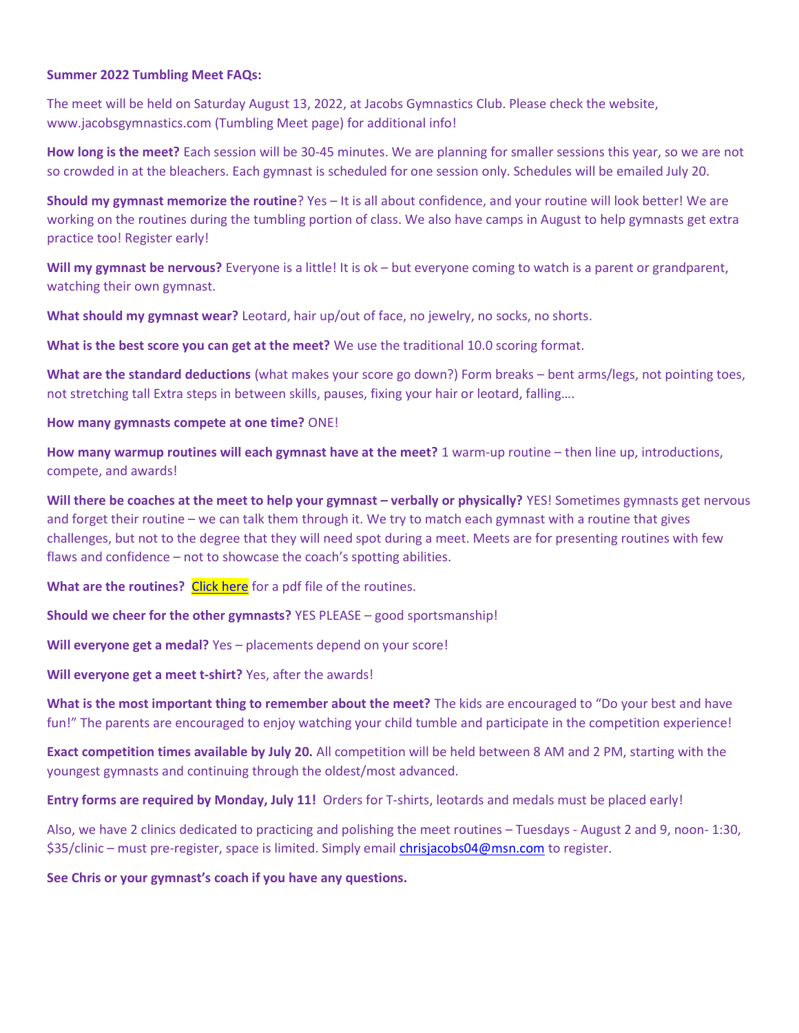**Summer 2022 Tumbling Meet FAQs:**

The meet will be held on Saturday August 13, 2022, at Jacobs Gymnastics Club. Please check the website, www.jacobsgymnastics.com (Tumbling Meet page) for additional info!

**How long is the meet?** Each session will be 30-45 minutes. We are planning for smaller sessions this year, so we are not so crowded in at the bleachers. Each gymnast is scheduled for one session only. Schedules will be emailed July 20.

**Should my gymnast memorize the routine**? Yes – It is all about confidence, and your routine will look better! We are working on the routines during the tumbling portion of class. We also have camps in August to help gymnasts get extra practice too! Register early!

**Will my gymnast be nervous?** Everyone is a little! It is ok – but everyone coming to watch is a parent or grandparent, watching their own gymnast.

**What should my gymnast wear?** Leotard, hair up/out of face, no jewelry, no socks, no shorts.

**What is the best score you can get at the meet?** We use the traditional 10.0 scoring format.

**What are the standard deductions** (what makes your score go down?) Form breaks – bent arms/legs, not pointing toes, not stretching tall Extra steps in between skills, pauses, fixing your hair or leotard, falling….

**How many gymnasts compete at one time?** ONE!

**How many warmup routines will each gymnast have at the meet?** 1 warm-up routine – then line up, introductions, compete, and awards!

**Will there be coaches at the meet to help your gymnast – verbally or physically?** YES! Sometimes gymnasts get nervous and forget their routine – we can talk them through it. We try to match each gymnast with a routine that gives challenges, but not to the degree that they will need spot during a meet. Meets are for presenting routines with few flaws and confidence – not to showcase the coach's spotting abilities.

**What are the routines?** Click here for a pdf file of the routines.

**Should we cheer for the other gymnasts?** YES PLEASE – good sportsmanship!

**Will everyone get a medal?** Yes – placements depend on your score!

**Will everyone get a meet t-shirt?** Yes, after the awards!

**What is the most important thing to remember about the meet?** The kids are encouraged to "Do your best and have fun!" The parents are encouraged to enjoy watching your child tumble and participate in the competition experience!

**Exact competition times available by July 20.** All competition will be held between 8 AM and 2 PM, starting with the youngest gymnasts and continuing through the oldest/most advanced.

**Entry forms are required by Monday, July 11!** Orders for T-shirts, leotards and medals must be placed early!

Also, we have 2 clinics dedicated to practicing and polishing the meet routines – Tuesdays - August 2 and 9, noon- 1:30, $35/clinic – must pre-register, space is limited. Simply email chrisjacobs04@msn.com to register.

**See Chris or your gymnast's coach if you have any questions.**